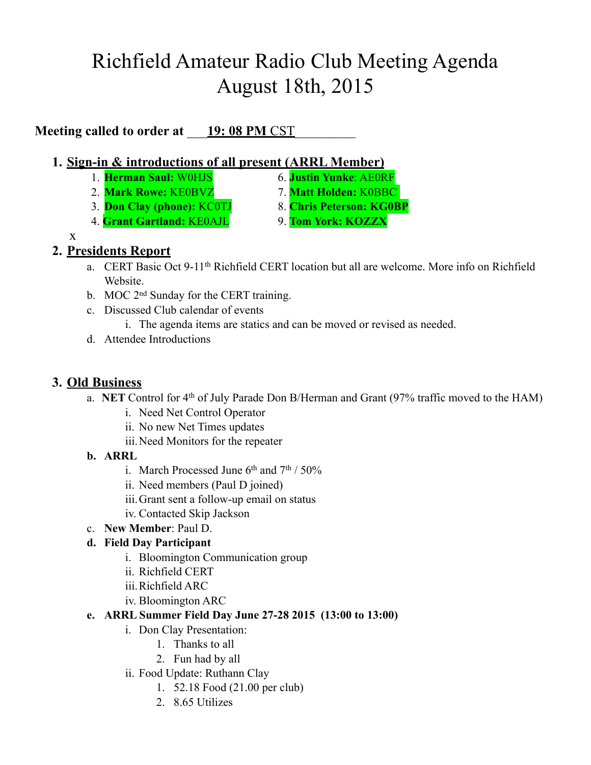# Richfield Amateur Radio Club Meeting Agenda
# August 18th, 2015

**Meeting called to order at \_\_\_19: 08 PM CST\_\_\_\_\_\_\_\_\_**

1. **Sign-in & introductions of all present (ARRL Member)**
    1. **Herman Saul:** W0HJS
    2. **Mark Rowe:** KE0BVZ
    3. **Don Clay (phone):** KC0TJ
    4. **Grant Gartland:** KE0AJL
    5. x
    6. **Justin Yunke**: AE0RF
    7. **Matt Holden:** K0BBC
    8. **Chris Peterson: KG0BP**
    9. **Tom York: KOZZX**

2. **Presidents Report**
    a. CERT Basic Oct 9-11th Richfield CERT location but all are welcome. More info on Richfield Website.
    b. MOC 2nd Sunday for the CERT training.
    c. Discussed Club calendar of events
        i. The agenda items are statics and can be moved or revised as needed.
    d. Attendee Introductions

3. **Old Business**
    a. **NET** Control for 4th of July Parade Don B/Herman and Grant (97% traffic moved to the HAM)
        i. Need Net Control Operator
        ii. No new Net Times updates
        iii. Need Monitors for the repeater
    b. **ARRL**
        i. March Processed June 6th and 7th / 50%
        ii. Need members (Paul D joined)
        iii. Grant sent a follow-up email on status
        iv. Contacted Skip Jackson
    c. **New Member**: Paul D.
    d. **Field Day Participant**
        i. Bloomington Communication group
        ii. Richfield CERT
        iii. Richfield ARC
        iv. Bloomington ARC
    e. **ARRL Summer Field Day June 27-28 2015 (13:00 to 13:00)**
        i. Don Clay Presentation:
            1. Thanks to all
            2. Fun had by all
        ii. Food Update: Ruthann Clay
            1. 52.18 Food (21.00 per club)
            2. 8.65 Utilizes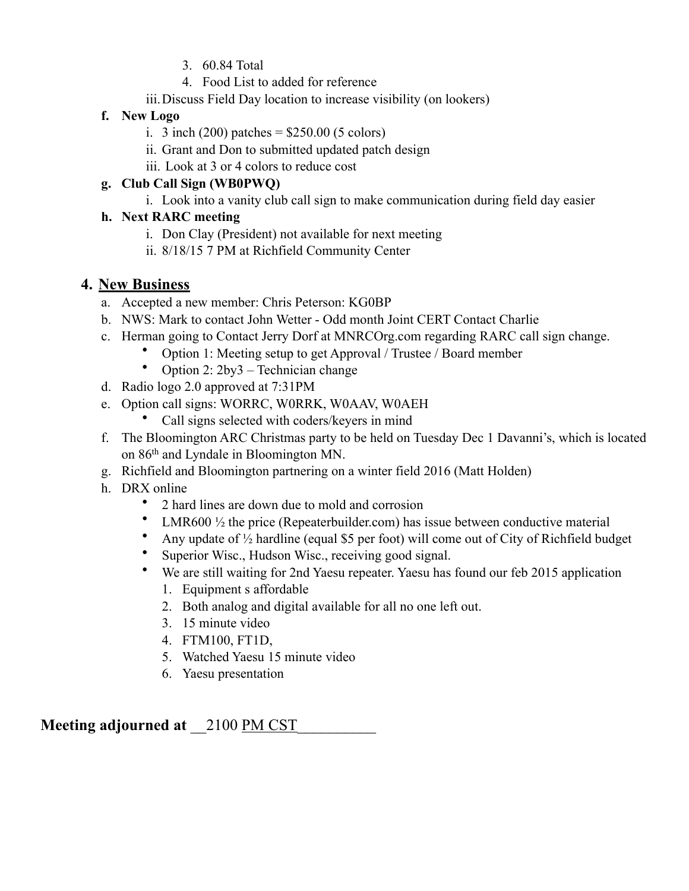3. 60.84 Total
4. Food List to added for reference

iii. Discuss Field Day location to increase visibility (on lookers)

**f. New Logo**

i. 3 inch (200) patches = $250.00 (5 colors)
ii. Grant and Don to submitted updated patch design
iii. Look at 3 or 4 colors to reduce cost

**g. Club Call Sign (WB0PWQ)**

i. Look into a vanity club call sign to make communication during field day easier

**h. Next RARC meeting**

i. Don Clay (President) not available for next meeting
ii. 8/18/15 7 PM at Richfield Community Center

## 4. <u>New Business</u>

a. Accepted a new member: Chris Peterson: KG0BP
b. NWS: Mark to contact John Wetter - Odd month Joint CERT Contact Charlie
c. Herman going to Contact Jerry Dorf at MNRCOrg.com regarding RARC call sign change.
   - Option 1: Meeting setup to get Approval / Trustee / Board member
   - Option 2: 2by3 – Technician change
d. Radio logo 2.0 approved at 7:31PM
e. Option call signs: WORRC, W0RRK, W0AAV, W0AEH
   - Call signs selected with coders/keyers in mind
f. The Bloomington ARC Christmas party to be held on Tuesday Dec 1 Davanni's, which is located on 86th and Lyndale in Bloomington MN.
g. Richfield and Bloomington partnering on a winter field 2016 (Matt Holden)
h. DRX online
   - 2 hard lines are down due to mold and corrosion
   - LMR600 ½ the price (Repeaterbuilder.com) has issue between conductive material
   - Any update of ½ hardline (equal $5 per foot) will come out of City of Richfield budget
   - Superior Wisc., Hudson Wisc., receiving good signal.
   - We are still waiting for 2nd Yaesu repeater. Yaesu has found our feb 2015 application
     1. Equipment s affordable
     2. Both analog and digital available for all no one left out.
     3. 15 minute video
     4. FTM100, FT1D,
     5. Watched Yaesu 15 minute video
     6. Yaesu presentation

**Meeting adjourned at** \_\_2100 <u>PM CST</u>\_\_\_\_\_\_\_\_\_\_